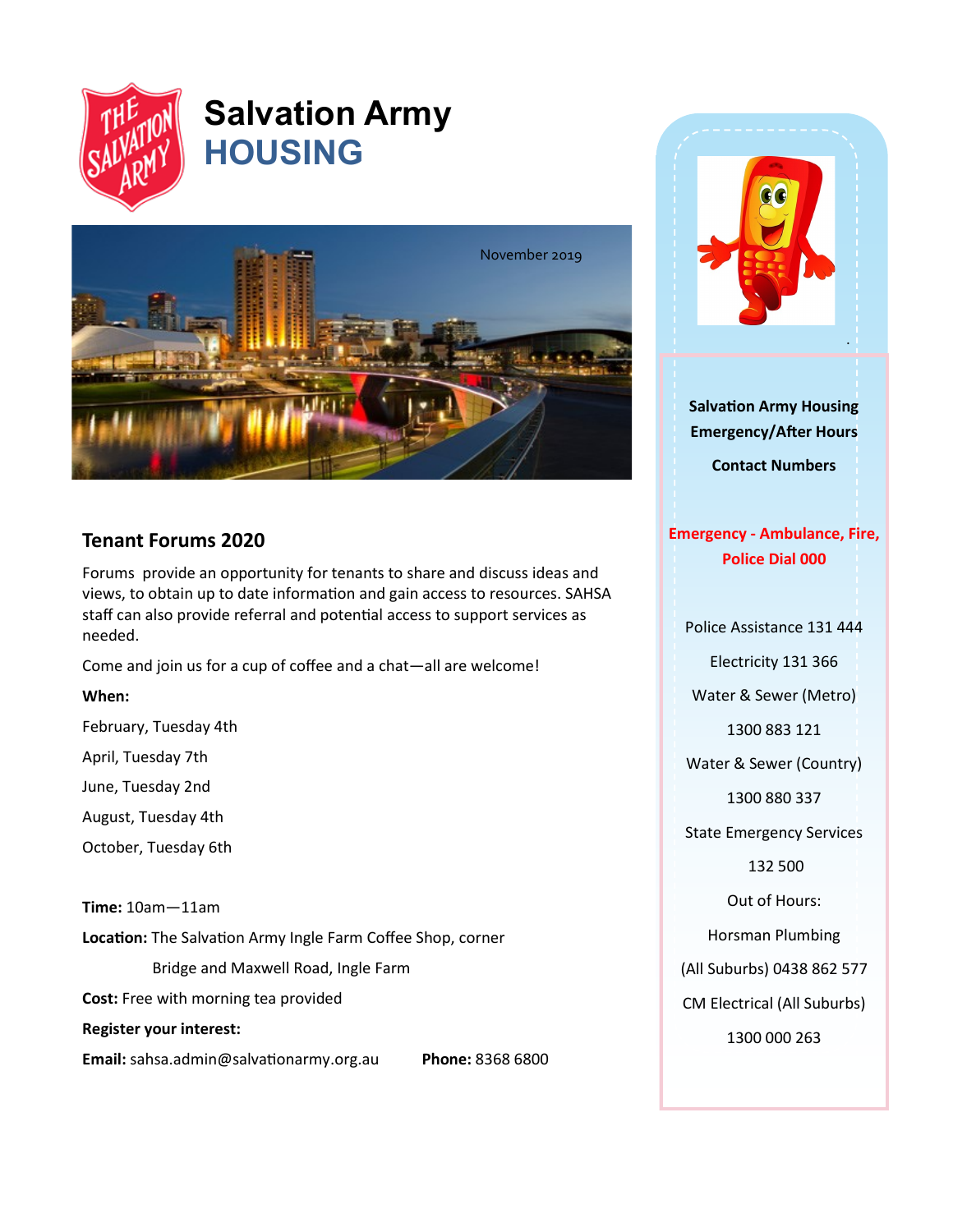# Salvation Army HOUSING

November 2019

## Tenant Forums 2020

Forums provide an opportunity for tenants to share and discuss ideas and views, to obtain up to date information and gain access to resources. SAHSA staff can also provide referral and potential access to support services as needed.

Come and join us for a cup of coffee and a chat—all are welcome!

**When:**

February, Tuesday 4th

April, Tuesday 7th

June, Tuesday 2nd

August, Tuesday 4th

October, Tuesday 6th

**Time:** 10am—11am

**Location:** The Salvation Army Ingle Farm Coffee Shop, corner Bridge and Maxwell Road, Ingle Farm

**Cost:** Free with morning tea provided

**Register your interest:**

**Email:** sahsa.admin@salvationarmy.org.au **Phone:** 8368 6800

**Salvation Army Housing Emergency/After Hours**

**Contact Numbers**

**Emergency - Ambulance, Fire, Police Dial 000**

Police Assistance 131 444

Electricity 131 366

Water & Sewer (Metro) 1300 883 121

Water & Sewer (Country) 1300 880 337

State Emergency Services 132 500

Out of Hours:

Horsman Plumbing (All Suburbs) 0438 862 577

CM Electrical (All Suburbs) 1300 000 263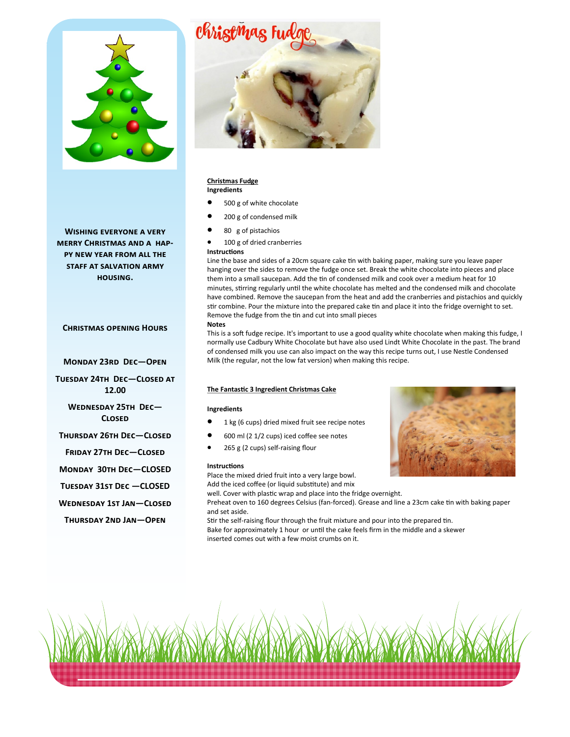**Wishing everyone a very Merry Christmas and a happy New Year from all the staff at Salvation Army Housing.**

**Christmas Opening Hours**

**Monday 23rd Dec—Open**

**Tuesday 24th Dec—Closed at 12.00**

**Wednesday 25th Dec—Closed**

**Thursday 26th Dec—Closed**

**Friday 27th Dec—Closed**

**Monday 30th Dec—CLOSED**

**Tuesday 31st Dec —CLOSED**

**Wednesday 1st Jan—Closed**

**Thursday 2nd Jan—Open**

Christmas Fudge

**Christmas Fudge**

**Ingredients**

- 500 g of white chocolate
- 200 g of condensed milk
- 80 g of pistachios
- 100 g of dried cranberries

**Instructions**

Line the base and sides of a 20cm square cake tin with baking paper, making sure you leave paper hanging over the sides to remove the fudge once set. Break the white chocolate into pieces and place them into a small saucepan. Add the tin of condensed milk and cook over a medium heat for 10 minutes, stirring regularly until the white chocolate has melted and the condensed milk and chocolate have combined. Remove the saucepan from the heat and add the cranberries and pistachios and quickly stir combine. Pour the mixture into the prepared cake tin and place it into the fridge overnight to set. Remove the fudge from the tin and cut into small pieces

**Notes**

This is a soft fudge recipe. It's important to use a good quality white chocolate when making this fudge, I normally use Cadbury White Chocolate but have also used Lindt White Chocolate in the past. The brand of condensed milk you use can also impact on the way this recipe turns out, I use Nestle Condensed Milk (the regular, not the low fat version) when making this recipe.

**The Fantastic 3 Ingredient Christmas Cake**

**Ingredients**

- 1 kg (6 cups) dried mixed fruit see recipe notes
- 600 ml (2 1/2 cups) iced coffee see notes
- 265 g (2 cups) self-raising flour

**Instructions**

Place the mixed dried fruit into a very large bowl.
Add the iced coffee (or liquid substitute) and mix well. Cover with plastic wrap and place into the fridge overnight.
Preheat oven to 160 degrees Celsius (fan-forced). Grease and line a 23cm cake tin with baking paper and set aside.
Stir the self-raising flour through the fruit mixture and pour into the prepared tin.
Bake for approximately 1 hour or until the cake feels firm in the middle and a skewer inserted comes out with a few moist crumbs on it.